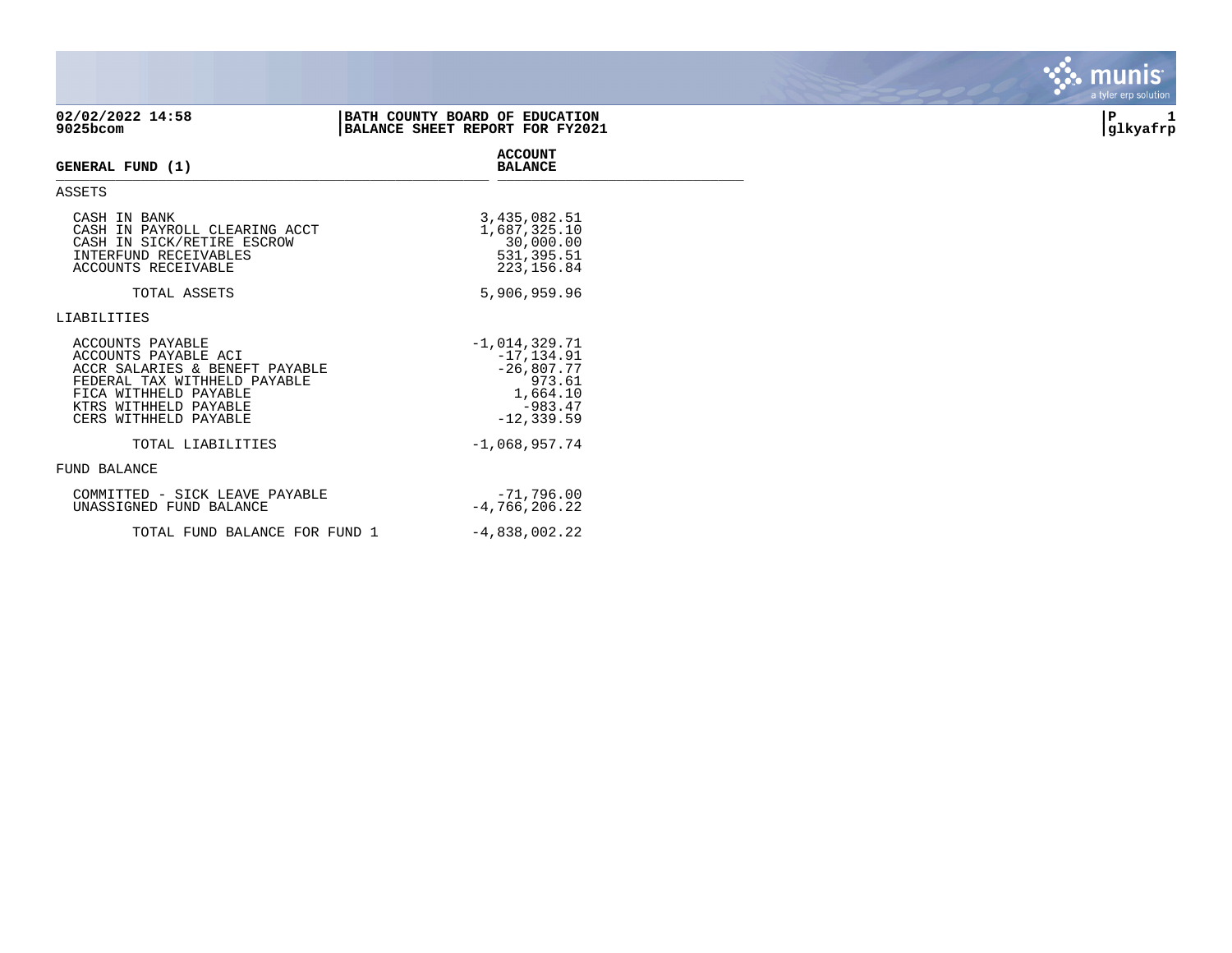02/02/2022 14:58
9025bcom

**BATH COUNTY BOARD OF EDUCATION**
**BALANCE SHEET REPORT FOR FY2021**

P 1
glkyafrp

| GENERAL FUND (1) | ACCOUNT BALANCE |
|---|---|
| **ASSETS** | |
| CASH IN BANK | 3,435,082.51 |
| CASH IN PAYROLL CLEARING ACCT | 1,687,325.10 |
| CASH IN SICK/RETIRE ESCROW | 30,000.00 |
| INTERFUND RECEIVABLES | 531,395.51 |
| ACCOUNTS RECEIVABLE | 223,156.84 |
| TOTAL ASSETS | 5,906,959.96 |
| **LIABILITIES** | |
| ACCOUNTS PAYABLE | -1,014,329.71 |
| ACCOUNTS PAYABLE ACI | -17,134.91 |
| ACCR SALARIES & BENEFT PAYABLE | -26,807.77 |
| FEDERAL TAX WITHHELD PAYABLE | 973.61 |
| FICA WITHHELD PAYABLE | 1,664.10 |
| KTRS WITHHELD PAYABLE | -983.47 |
| CERS WITHHELD PAYABLE | -12,339.59 |
| TOTAL LIABILITIES | -1,068,957.74 |
| **FUND BALANCE** | |
| COMMITTED - SICK LEAVE PAYABLE | -71,796.00 |
| UNASSIGNED FUND BALANCE | -4,766,206.22 |
| TOTAL FUND BALANCE FOR FUND 1 | -4,838,002.22 |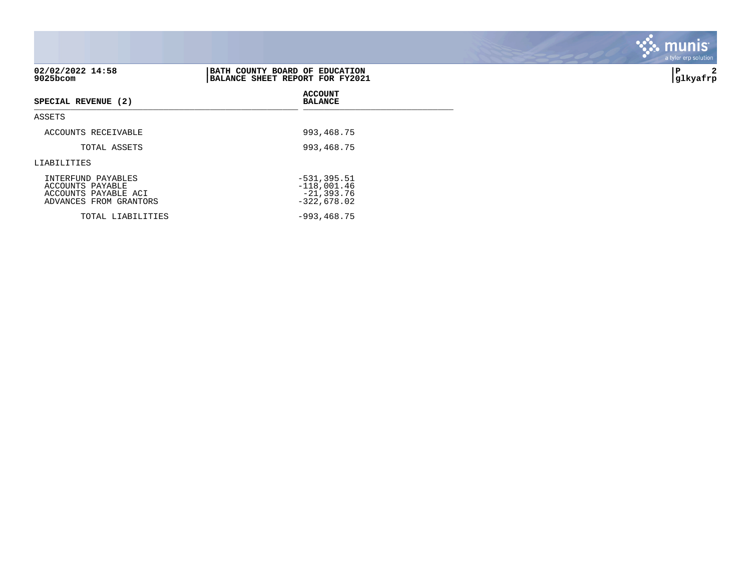02/02/2022 14:58
9025bcom

**BATH COUNTY BOARD OF EDUCATION**
**BALANCE SHEET REPORT FOR FY2021**

P 2
glkyafrp

| SPECIAL REVENUE (2) | ACCOUNT BALANCE |
|---|---|
| ASSETS | |
| ACCOUNTS RECEIVABLE | 993,468.75 |
| TOTAL ASSETS | 993,468.75 |
| LIABILITIES | |
| INTERFUND PAYABLES | -531,395.51 |
| ACCOUNTS PAYABLE | -118,001.46 |
| ACCOUNTS PAYABLE ACI | -21,393.76 |
| ADVANCES FROM GRANTORS | -322,678.02 |
| TOTAL LIABILITIES | -993,468.75 |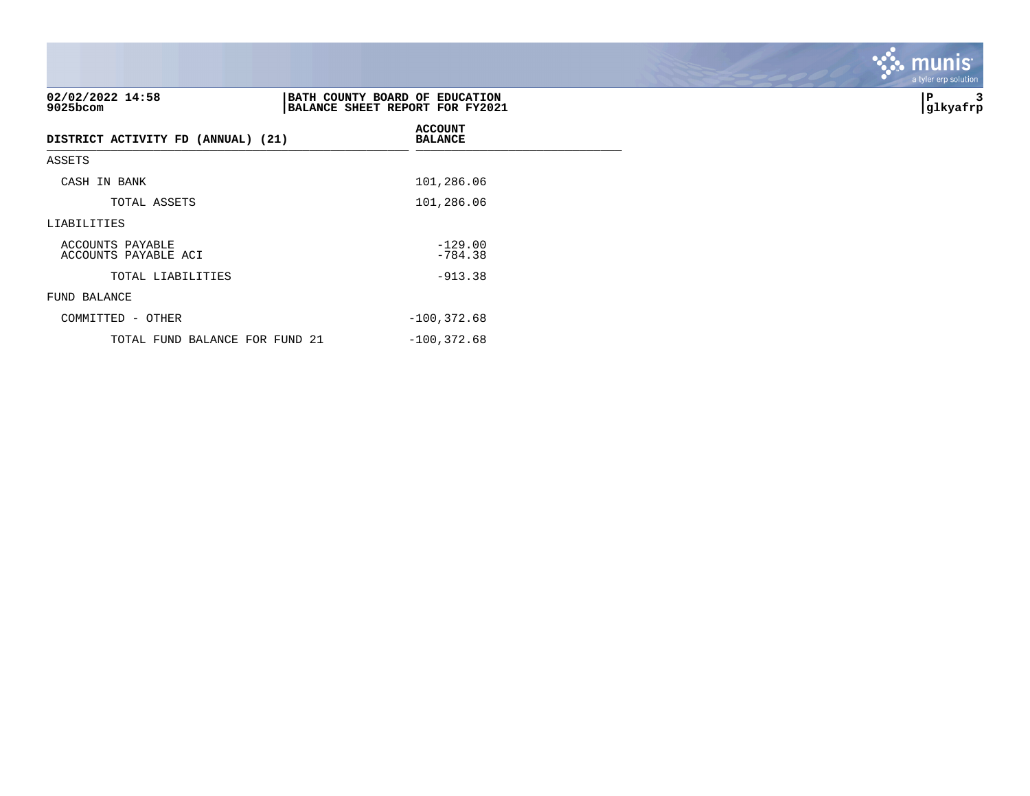02/02/2022 14:58
9025bcom

**BATH COUNTY BOARD OF EDUCATION**
**BALANCE SHEET REPORT FOR FY2021**

P 3
glkyafrp

| DISTRICT ACTIVITY FD (ANNUAL) (21) | ACCOUNT BALANCE |
|---|---|
| ASSETS | |
| CASH IN BANK | 101,286.06 |
| TOTAL ASSETS | 101,286.06 |
| LIABILITIES | |
| ACCOUNTS PAYABLE | -129.00 |
| ACCOUNTS PAYABLE ACI | -784.38 |
| TOTAL LIABILITIES | -913.38 |
| FUND BALANCE | |
| COMMITTED - OTHER | -100,372.68 |
| TOTAL FUND BALANCE FOR FUND 21 | -100,372.68 |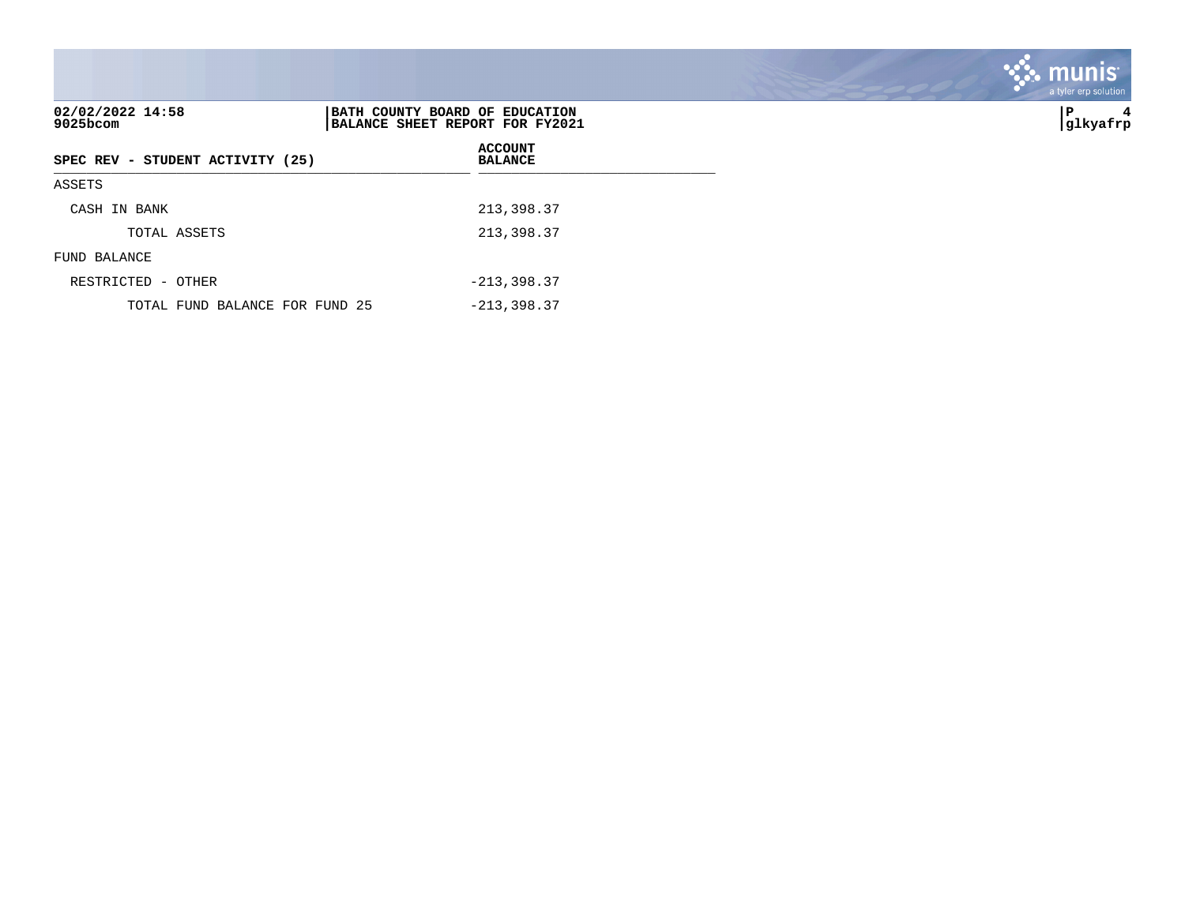**02/02/2022 14:58**
**9025bcom**

**BATH COUNTY BOARD OF EDUCATION**
**BALANCE SHEET REPORT FOR FY2021**

**glkyafrp**

| SPEC REV - STUDENT ACTIVITY (25) | ACCOUNT BALANCE |
|---|---|
| ASSETS | |
| CASH IN BANK | 213,398.37 |
| TOTAL ASSETS | 213,398.37 |
| FUND BALANCE | |
| RESTRICTED - OTHER | -213,398.37 |
| TOTAL FUND BALANCE FOR FUND 25 | -213,398.37 |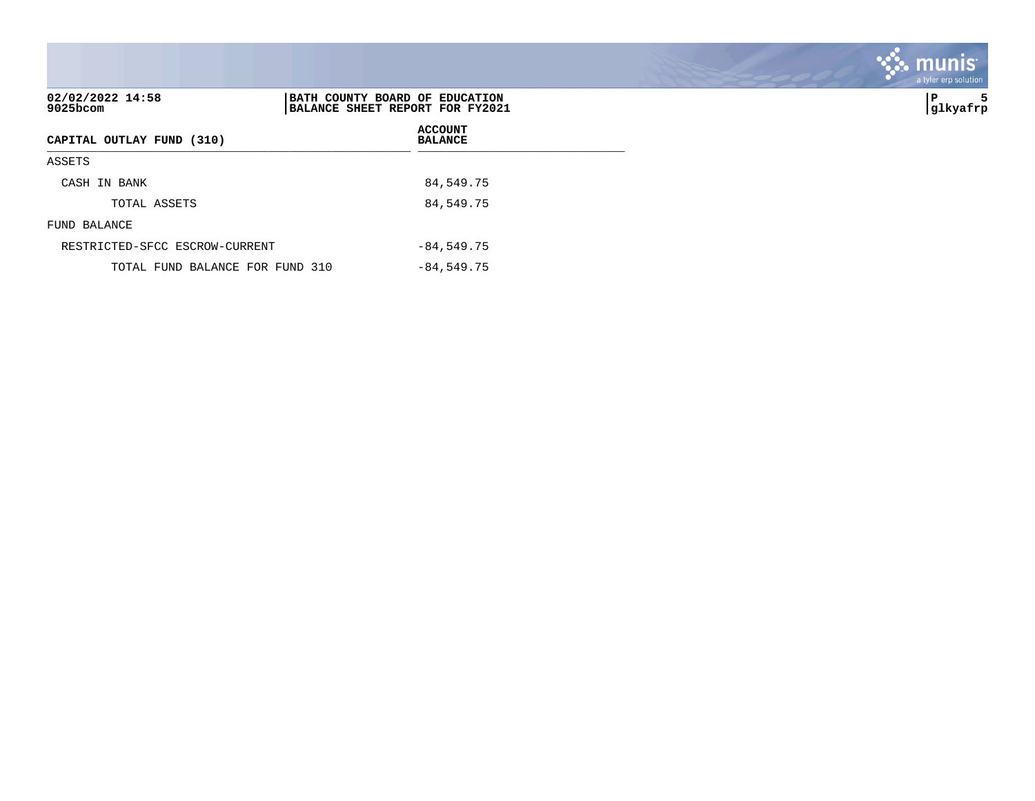| CAPITAL OUTLAY FUND (310) | ACCOUNT BALANCE |
|---|---|
| ASSETS | |
| CASH IN BANK | 84,549.75 |
| TOTAL ASSETS | 84,549.75 |
| FUND BALANCE | |
| RESTRICTED-SFCC ESCROW-CURRENT | -84,549.75 |
| TOTAL FUND BALANCE FOR FUND 310 | -84,549.75 |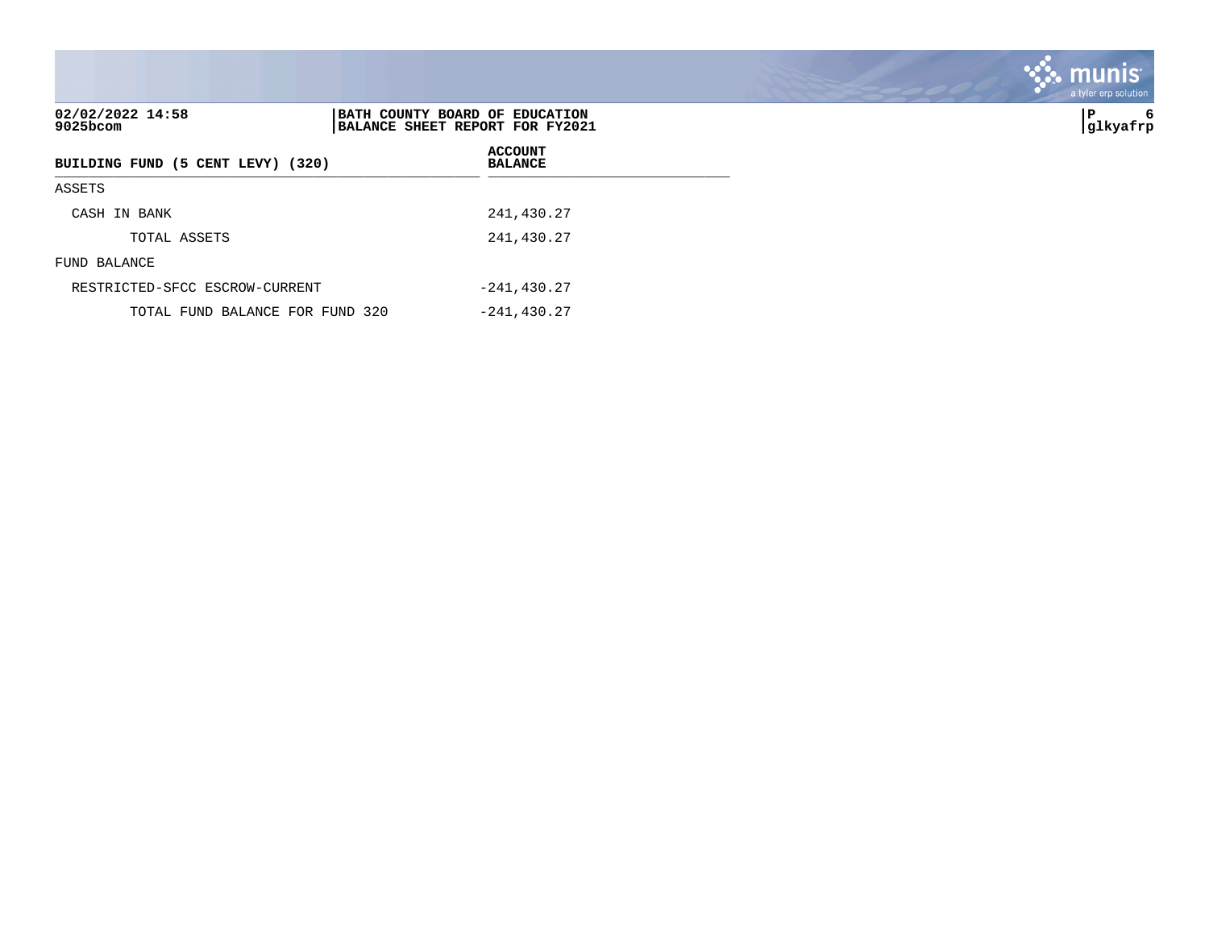02/02/2022 14:58
9025bcom

**BATH COUNTY BOARD OF EDUCATION**
**BALANCE SHEET REPORT FOR FY2021**

P 6
glkyafrp

| BUILDING FUND (5 CENT LEVY) (320) | ACCOUNT BALANCE |
|---|---|
| ASSETS | |
| CASH IN BANK | 241,430.27 |
| TOTAL ASSETS | 241,430.27 |
| FUND BALANCE | |
| RESTRICTED-SFCC ESCROW-CURRENT | -241,430.27 |
| TOTAL FUND BALANCE FOR FUND 320 | -241,430.27 |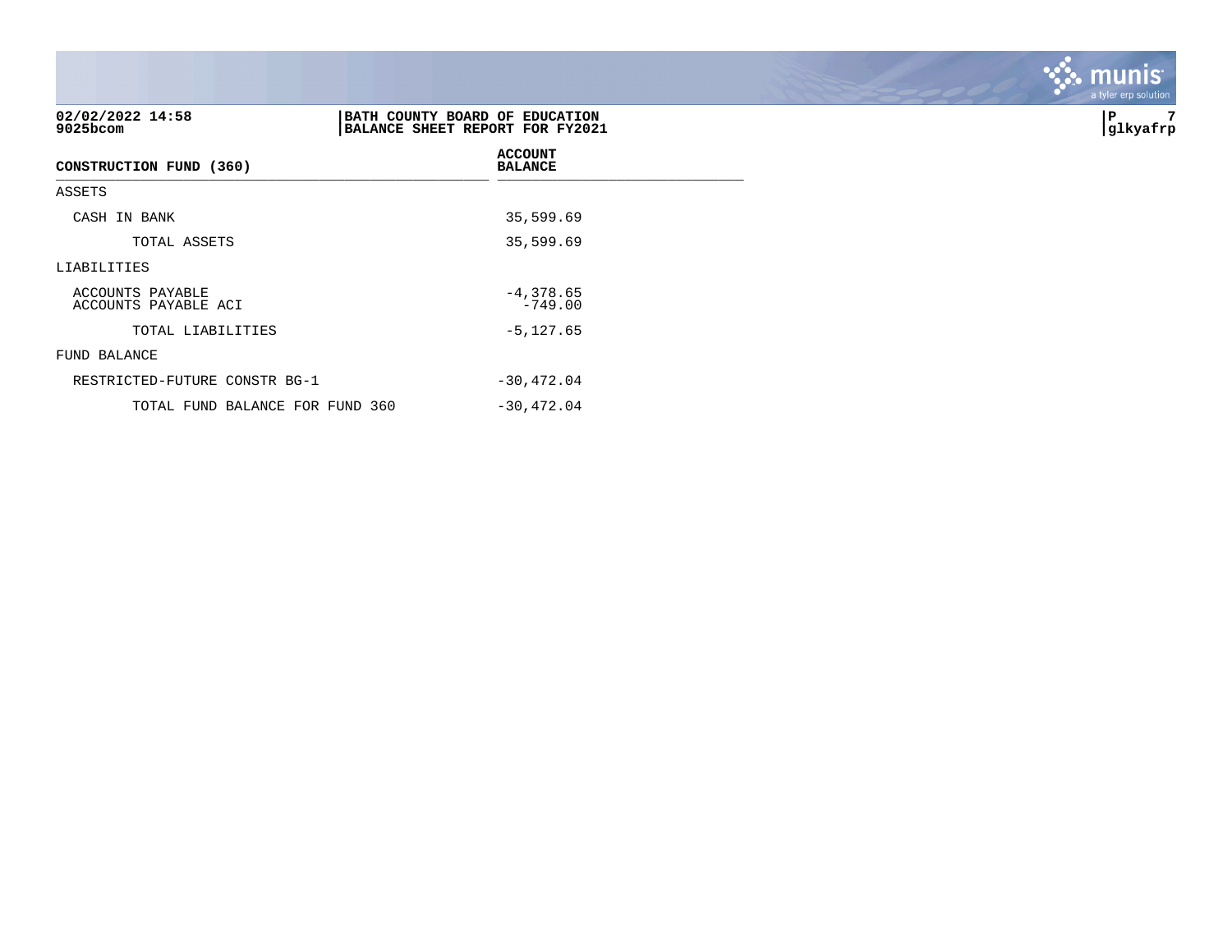02/02/2022 14:58
9025bcom

BATH COUNTY BOARD OF EDUCATION
BALANCE SHEET REPORT FOR FY2021

P 7
glkyafrp

| CONSTRUCTION FUND (360) | ACCOUNT BALANCE |
|---|---|
| ASSETS | |
| CASH IN BANK | 35,599.69 |
| TOTAL ASSETS | 35,599.69 |
| LIABILITIES | |
| ACCOUNTS PAYABLE | -4,378.65 |
| ACCOUNTS PAYABLE ACI | -749.00 |
| TOTAL LIABILITIES | -5,127.65 |
| FUND BALANCE | |
| RESTRICTED-FUTURE CONSTR BG-1 | -30,472.04 |
| TOTAL FUND BALANCE FOR FUND 360 | -30,472.04 |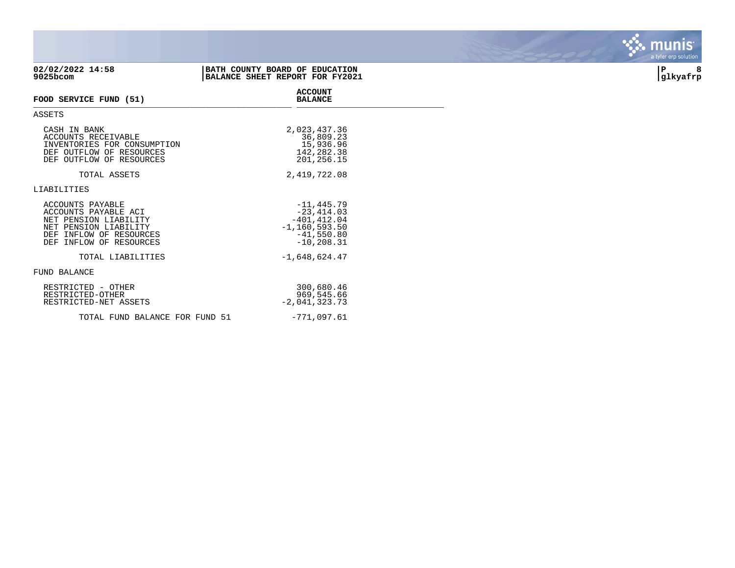02/02/2022 14:58
9025bcom

**BATH COUNTY BOARD OF EDUCATION**
**BALANCE SHEET REPORT FOR FY2021**

glkyafrp

| FOOD SERVICE FUND (51) | ACCOUNT BALANCE |
|---|---|
| **ASSETS** | |
| CASH IN BANK | 2,023,437.36 |
| ACCOUNTS RECEIVABLE | 36,809.23 |
| INVENTORIES FOR CONSUMPTION | 15,936.96 |
| DEF OUTFLOW OF RESOURCES | 142,282.38 |
| DEF OUTFLOW OF RESOURCES | 201,256.15 |
| TOTAL ASSETS | 2,419,722.08 |
| **LIABILITIES** | |
| ACCOUNTS PAYABLE | -11,445.79 |
| ACCOUNTS PAYABLE ACI | -23,414.03 |
| NET PENSION LIABILITY | -401,412.04 |
| NET PENSION LIABILITY | -1,160,593.50 |
| DEF INFLOW OF RESOURCES | -41,550.80 |
| DEF INFLOW OF RESOURCES | -10,208.31 |
| TOTAL LIABILITIES | -1,648,624.47 |
| **FUND BALANCE** | |
| RESTRICTED - OTHER | 300,680.46 |
| RESTRICTED-OTHER | 969,545.66 |
| RESTRICTED-NET ASSETS | -2,041,323.73 |
| TOTAL FUND BALANCE FOR FUND 51 | -771,097.61 |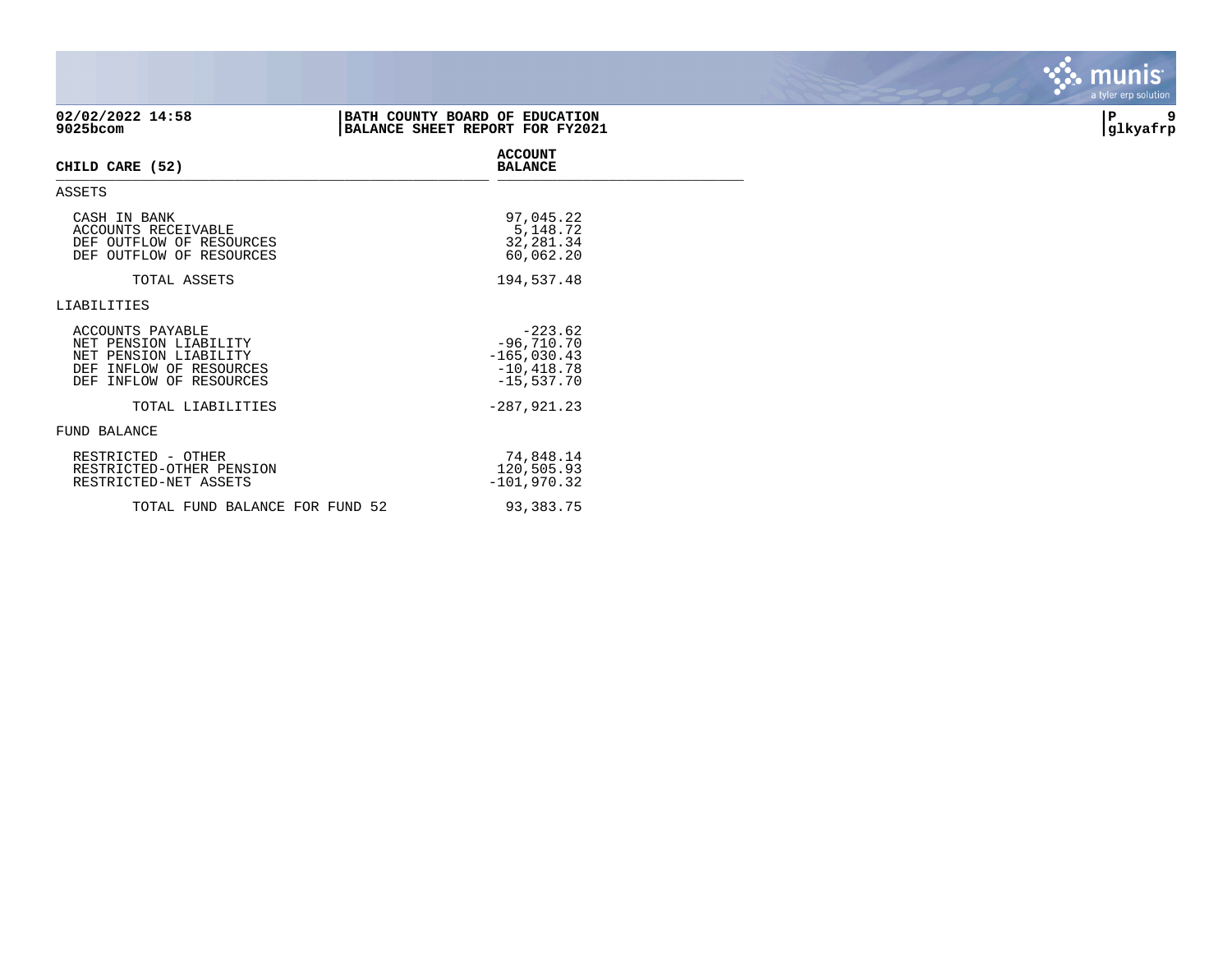02/02/2022 14:58 | BATH COUNTY BOARD OF EDUCATION
9025bcom | BALANCE SHEET REPORT FOR FY2021

| CHILD CARE (52) | ACCOUNT BALANCE |
|---|---|
| ASSETS | |
| CASH IN BANK | 97,045.22 |
| ACCOUNTS RECEIVABLE | 5,148.72 |
| DEF OUTFLOW OF RESOURCES | 32,281.34 |
| DEF OUTFLOW OF RESOURCES | 60,062.20 |
| TOTAL ASSETS | 194,537.48 |
| LIABILITIES | |
| ACCOUNTS PAYABLE | -223.62 |
| NET PENSION LIABILITY | -96,710.70 |
| NET PENSION LIABILITY | -165,030.43 |
| DEF INFLOW OF RESOURCES | -10,418.78 |
| DEF INFLOW OF RESOURCES | -15,537.70 |
| TOTAL LIABILITIES | -287,921.23 |
| FUND BALANCE | |
| RESTRICTED - OTHER | 74,848.14 |
| RESTRICTED-OTHER PENSION | 120,505.93 |
| RESTRICTED-NET ASSETS | -101,970.32 |
| TOTAL FUND BALANCE FOR FUND 52 | 93,383.75 |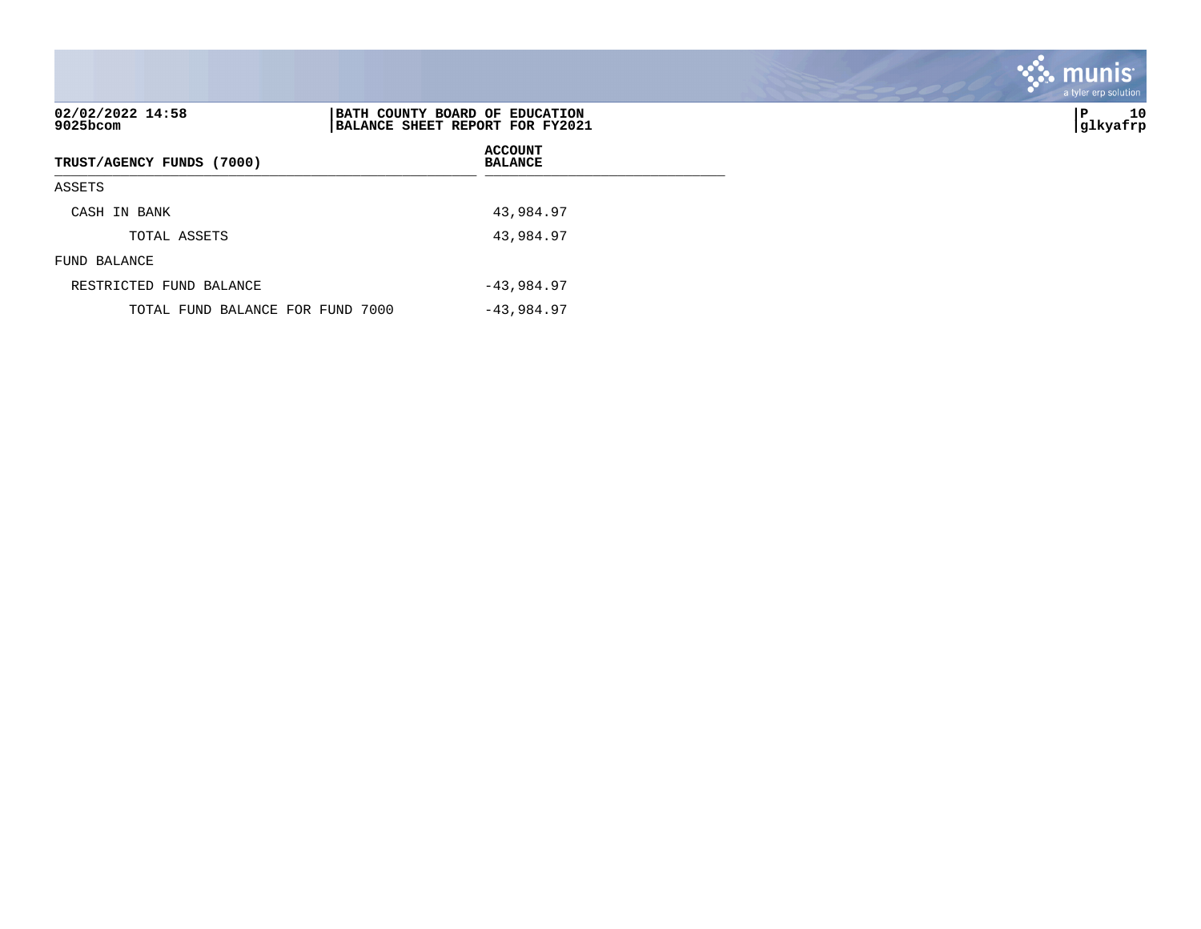02/02/2022 14:58
9025bcom

**BATH COUNTY BOARD OF EDUCATION**
**BALANCE SHEET REPORT FOR FY2021**

glkyafrp

| TRUST/AGENCY FUNDS (7000) | ACCOUNT BALANCE |
|---|---|
| ASSETS | |
| CASH IN BANK | 43,984.97 |
| TOTAL ASSETS | 43,984.97 |
| FUND BALANCE | |
| RESTRICTED FUND BALANCE | -43,984.97 |
| TOTAL FUND BALANCE FOR FUND 7000 | -43,984.97 |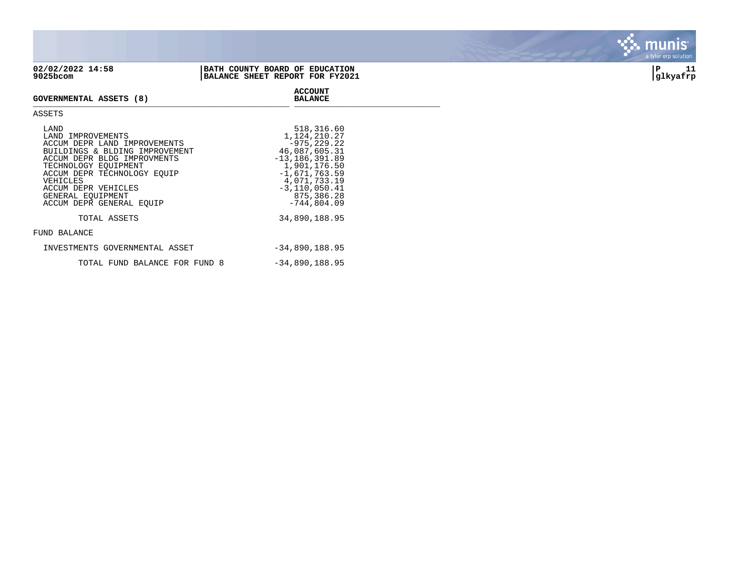**BATH COUNTY BOARD OF EDUCATION**
**BALANCE SHEET REPORT FOR FY2021**

| GOVERNMENTAL ASSETS (8) | ACCOUNT BALANCE |
|---|---|
| **ASSETS** | |
| LAND | 518,316.60 |
| LAND IMPROVEMENTS | 1,124,210.27 |
| ACCUM DEPR LAND IMPROVEMENTS | -975,229.22 |
| BUILDINGS & BLDING IMPROVEMENT | 46,087,605.31 |
| ACCUM DEPR BLDG IMPROVMENTS | -13,186,391.89 |
| TECHNOLOGY EQUIPMENT | 1,901,176.50 |
| ACCUM DEPR TECHNOLOGY EQUIP | -1,671,763.59 |
| VEHICLES | 4,071,733.19 |
| ACCUM DEPR VEHICLES | -3,110,050.41 |
| GENERAL EQUIPMENT | 875,386.28 |
| ACCUM DEPR GENERAL EQUIP | -744,804.09 |
| TOTAL ASSETS | 34,890,188.95 |
| **FUND BALANCE** | |
| INVESTMENTS GOVERNMENTAL ASSET | -34,890,188.95 |
| TOTAL FUND BALANCE FOR FUND 8 | -34,890,188.95 |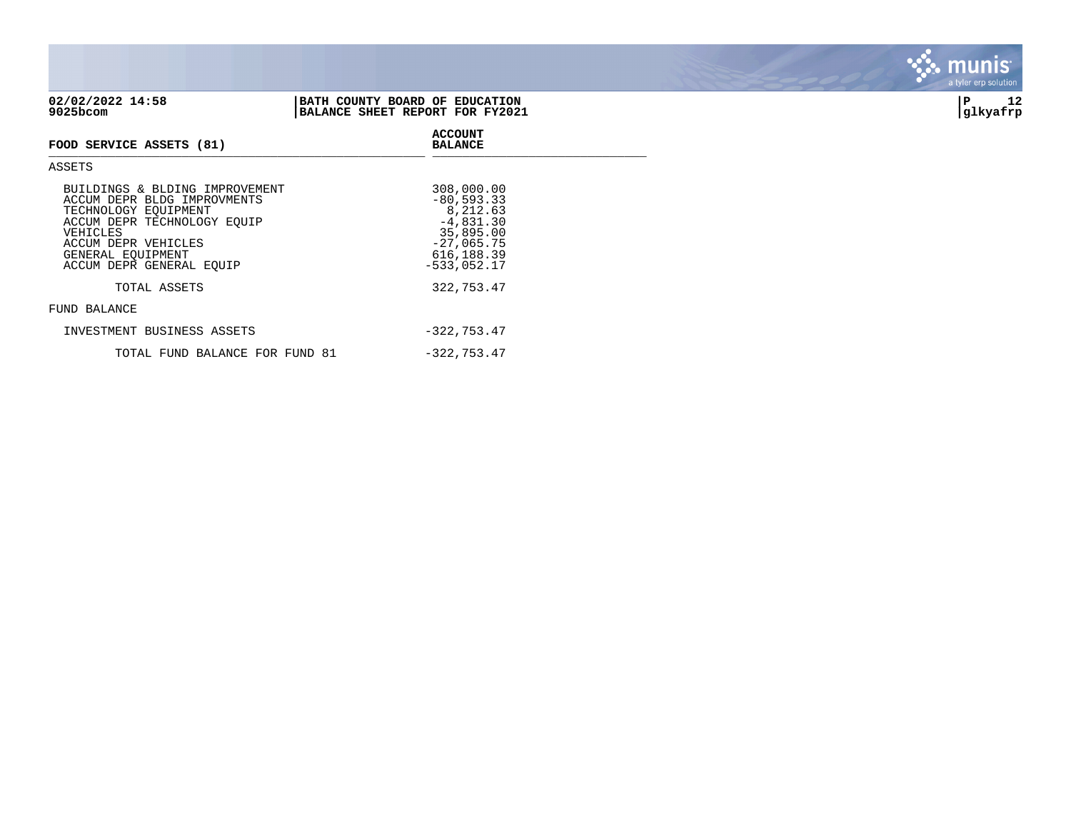02/02/2022 14:58
9025bcom

BATH COUNTY BOARD OF EDUCATION
BALANCE SHEET REPORT FOR FY2021

glkyafrp

| FOOD SERVICE ASSETS (81) | ACCOUNT BALANCE |
|---|---|
| **ASSETS** | |
| BUILDINGS & BLDING IMPROVEMENT | 308,000.00 |
| ACCUM DEPR BLDG IMPROVMENTS | -80,593.33 |
| TECHNOLOGY EQUIPMENT | 8,212.63 |
| ACCUM DEPR TECHNOLOGY EQUIP | -4,831.30 |
| VEHICLES | 35,895.00 |
| ACCUM DEPR VEHICLES | -27,065.75 |
| GENERAL EQUIPMENT | 616,188.39 |
| ACCUM DEPR GENERAL EQUIP | -533,052.17 |
| TOTAL ASSETS | 322,753.47 |
| **FUND BALANCE** | |
| INVESTMENT BUSINESS ASSETS | -322,753.47 |
| TOTAL FUND BALANCE FOR FUND 81 | -322,753.47 |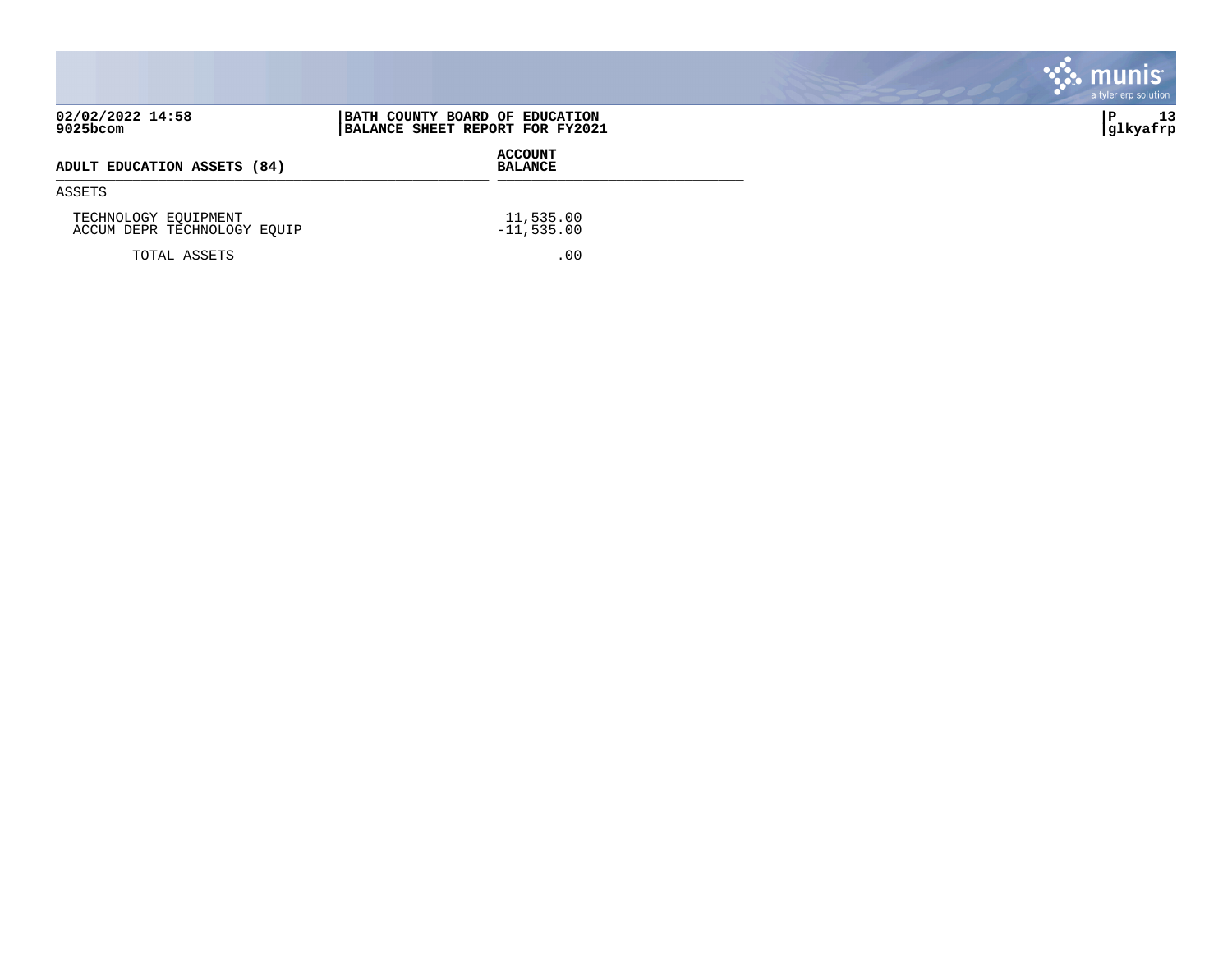**BATH COUNTY BOARD OF EDUCATION**
**BALANCE SHEET REPORT FOR FY2021**

02/02/2022 14:58
9025bcom

| ADULT EDUCATION ASSETS (84) | ACCOUNT BALANCE |
|---|---|
| ASSETS | |
| TECHNOLOGY EQUIPMENT | 11,535.00 |
| ACCUM DEPR TECHNOLOGY EQUIP | -11,535.00 |
| TOTAL ASSETS | .00 |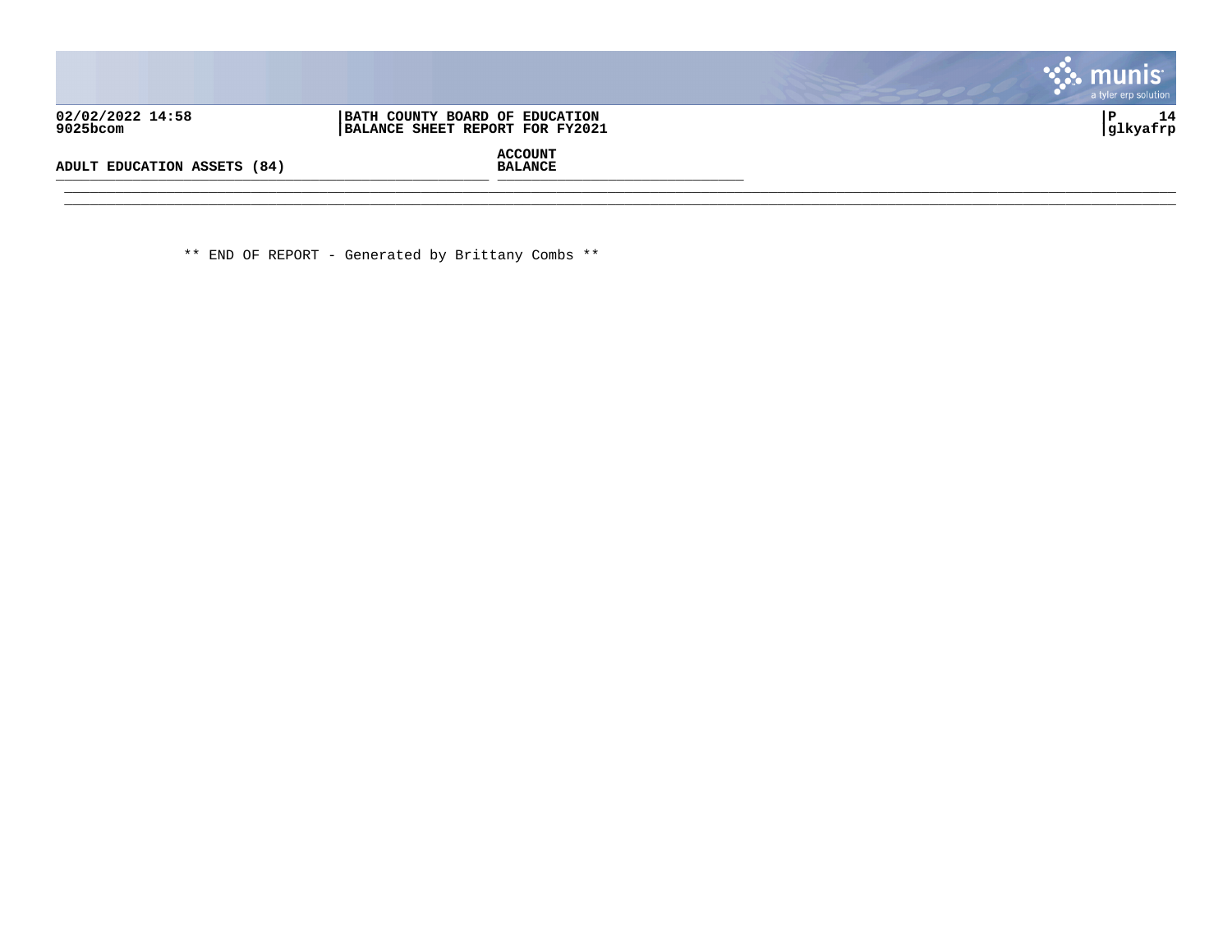**ADULT EDUCATION ASSETS (84)**

| | ACCOUNT BALANCE |
|---|---|

** END OF REPORT - Generated by Brittany Combs **